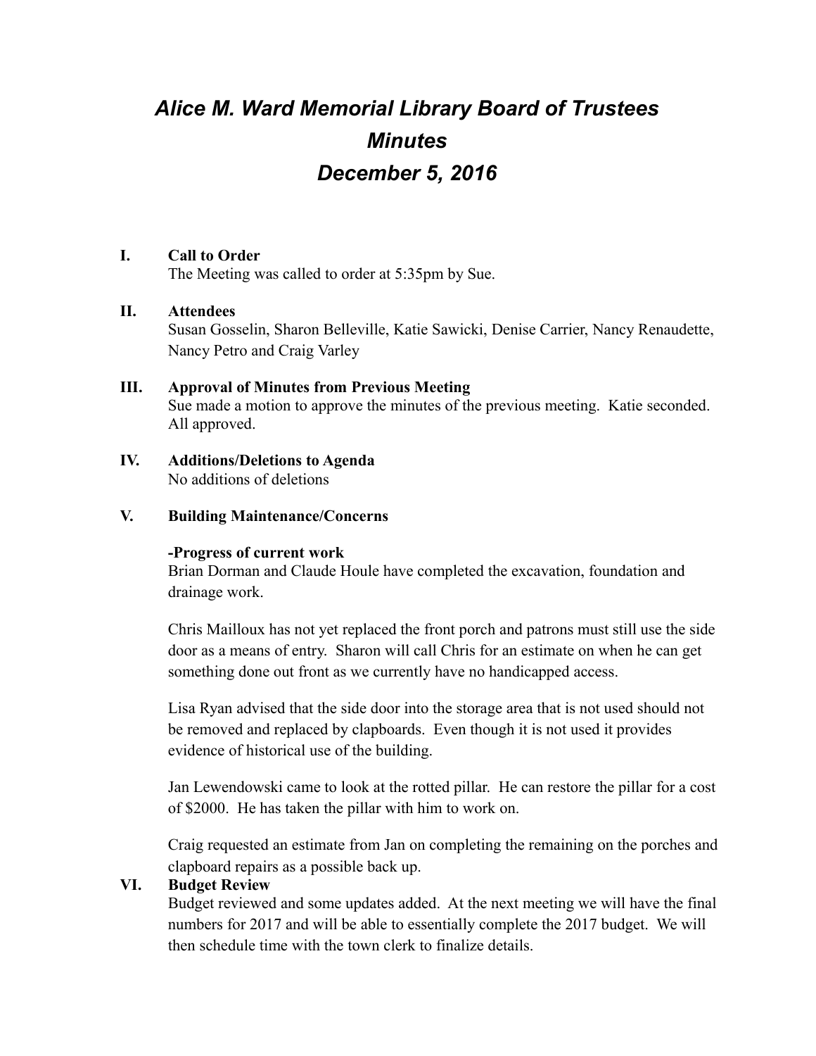# *Alice M. Ward Memorial Library Board of Trustees*
# *Minutes*
# *December 5, 2016*

**I. Call to Order**

The Meeting was called to order at 5:35pm by Sue.

**II. Attendees**

Susan Gosselin, Sharon Belleville, Katie Sawicki, Denise Carrier, Nancy Renaudette, Nancy Petro and Craig Varley

**III. Approval of Minutes from Previous Meeting**

Sue made a motion to approve the minutes of the previous meeting. Katie seconded. All approved.

**IV. Additions/Deletions to Agenda**

No additions of deletions

**V. Building Maintenance/Concerns**

**-Progress of current work**

Brian Dorman and Claude Houle have completed the excavation, foundation and drainage work.

Chris Mailloux has not yet replaced the front porch and patrons must still use the side door as a means of entry. Sharon will call Chris for an estimate on when he can get something done out front as we currently have no handicapped access.

Lisa Ryan advised that the side door into the storage area that is not used should not be removed and replaced by clapboards. Even though it is not used it provides evidence of historical use of the building.

Jan Lewendowski came to look at the rotted pillar. He can restore the pillar for a cost of $2000. He has taken the pillar with him to work on.

Craig requested an estimate from Jan on completing the remaining on the porches and clapboard repairs as a possible back up.

**VI. Budget Review**

Budget reviewed and some updates added. At the next meeting we will have the final numbers for 2017 and will be able to essentially complete the 2017 budget. We will then schedule time with the town clerk to finalize details.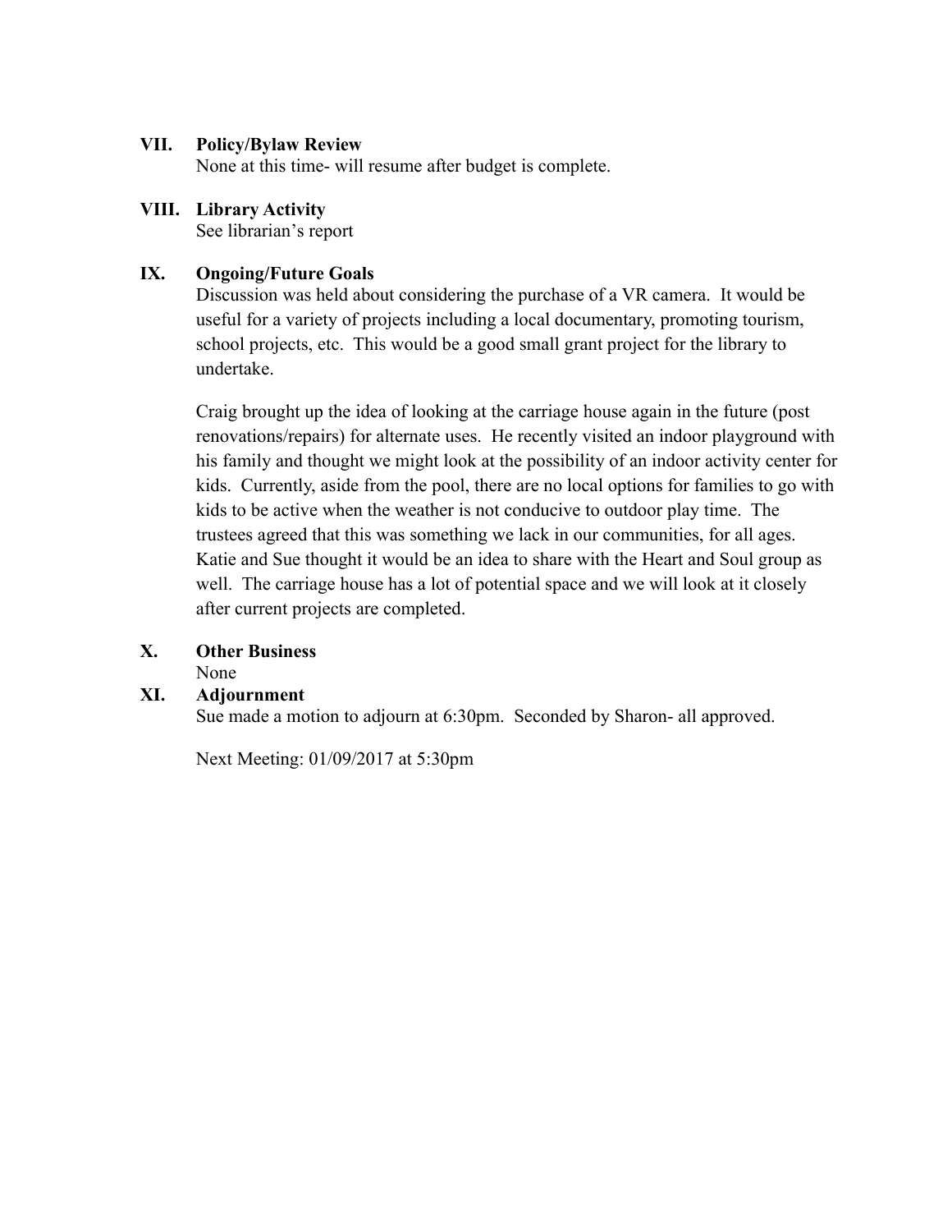## VII. Policy/Bylaw Review

None at this time- will resume after budget is complete.

## VIII. Library Activity

See librarian's report

## IX. Ongoing/Future Goals

Discussion was held about considering the purchase of a VR camera. It would be useful for a variety of projects including a local documentary, promoting tourism, school projects, etc. This would be a good small grant project for the library to undertake.

Craig brought up the idea of looking at the carriage house again in the future (post renovations/repairs) for alternate uses. He recently visited an indoor playground with his family and thought we might look at the possibility of an indoor activity center for kids. Currently, aside from the pool, there are no local options for families to go with kids to be active when the weather is not conducive to outdoor play time. The trustees agreed that this was something we lack in our communities, for all ages. Katie and Sue thought it would be an idea to share with the Heart and Soul group as well. The carriage house has a lot of potential space and we will look at it closely after current projects are completed.

## X. Other Business

None

## XI. Adjournment

Sue made a motion to adjourn at 6:30pm. Seconded by Sharon- all approved.

Next Meeting: 01/09/2017 at 5:30pm